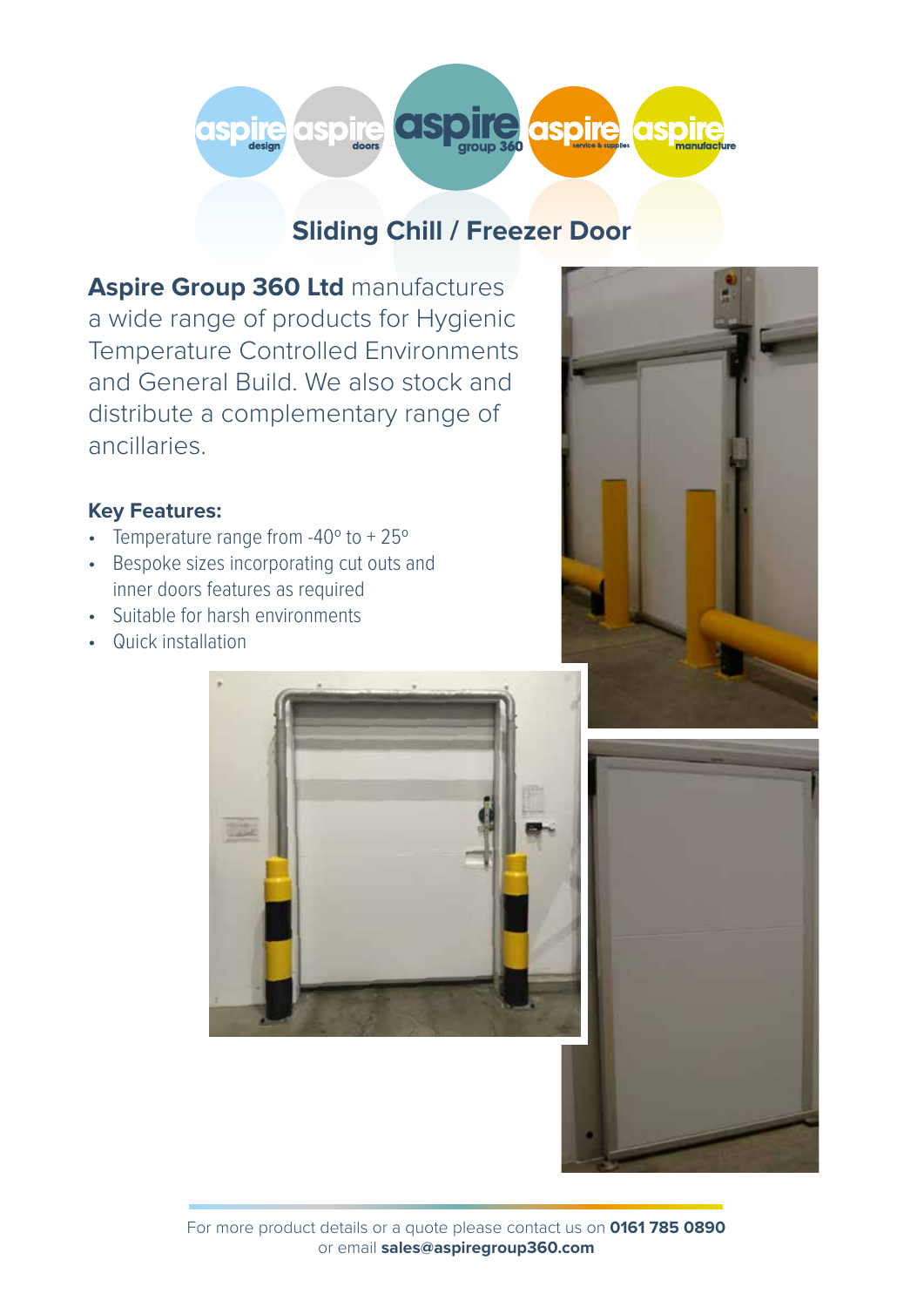# Sliding Chill / Freezer Door

**Aspire Group 360 Ltd** manufactures a wide range of products for Hygienic Temperature Controlled Environments and General Build. We also stock and distribute a complementary range of ancillaries.

### Key Features:

- Temperature range from -40º to + 25º
- Bespoke sizes incorporating cut outs and inner doors features as required
- Suitable for harsh environments
- Quick installation

For more product details or a quote please contact us on **0161 785 0890** or email **sales@aspiregroup360.com**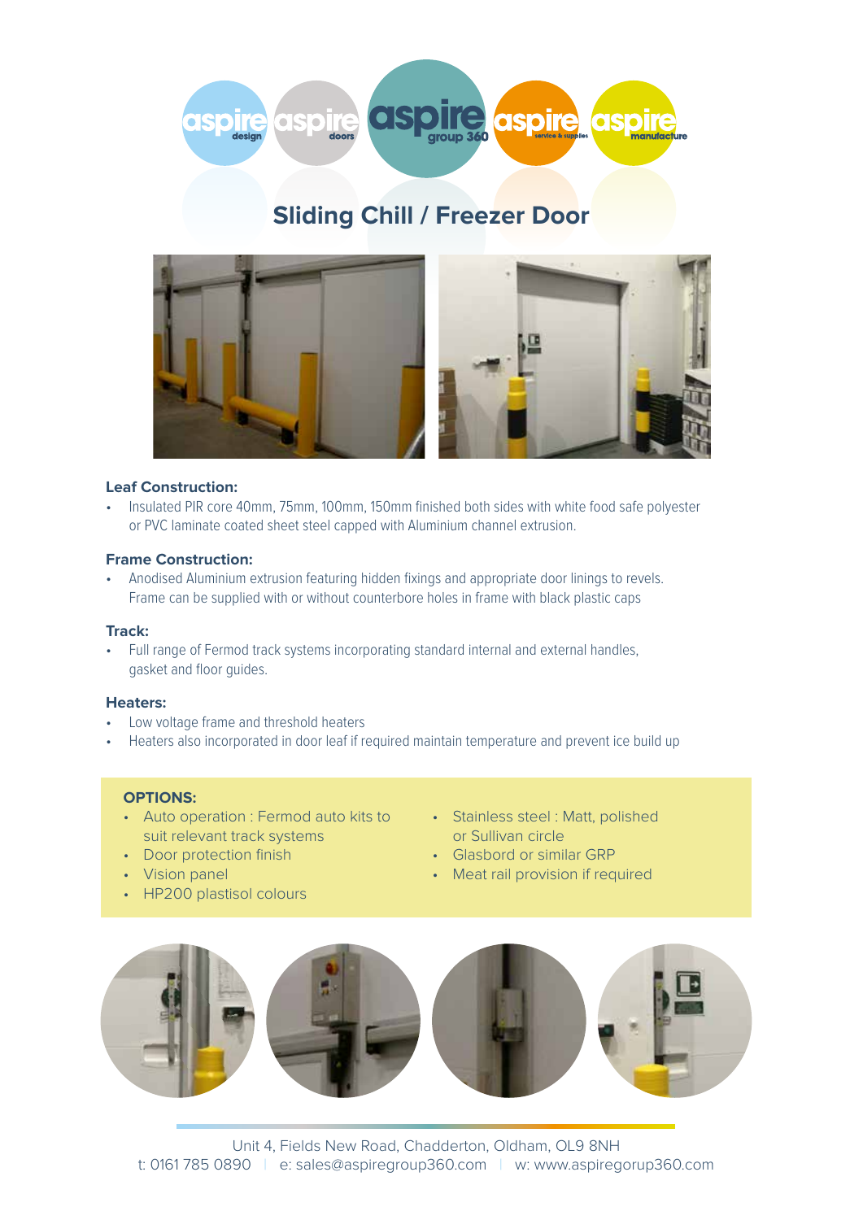# Sliding Chill / Freezer Door

**Leaf Construction:**

- Insulated PIR core 40mm, 75mm, 100mm, 150mm finished both sides with white food safe polyester or PVC laminate coated sheet steel capped with Aluminium channel extrusion.

**Frame Construction:**

- Anodised Aluminium extrusion featuring hidden fixings and appropriate door linings to revels. Frame can be supplied with or without counterbore holes in frame with black plastic caps

**Track:**

- Full range of Fermod track systems incorporating standard internal and external handles, gasket and floor guides.

**Heaters:**

- Low voltage frame and threshold heaters
- Heaters also incorporated in door leaf if required maintain temperature and prevent ice build up

**OPTIONS:**

- Auto operation : Fermod auto kits to suit relevant track systems
- Door protection finish
- Vision panel
- HP200 plastisol colours
- Stainless steel : Matt, polished or Sullivan circle
- Glasbord or similar GRP
- Meat rail provision if required

Unit 4, Fields New Road, Chadderton, Oldham, OL9 8NH
t: 0161 785 0890 | e: sales@aspiregroup360.com | w: www.aspiregorup360.com